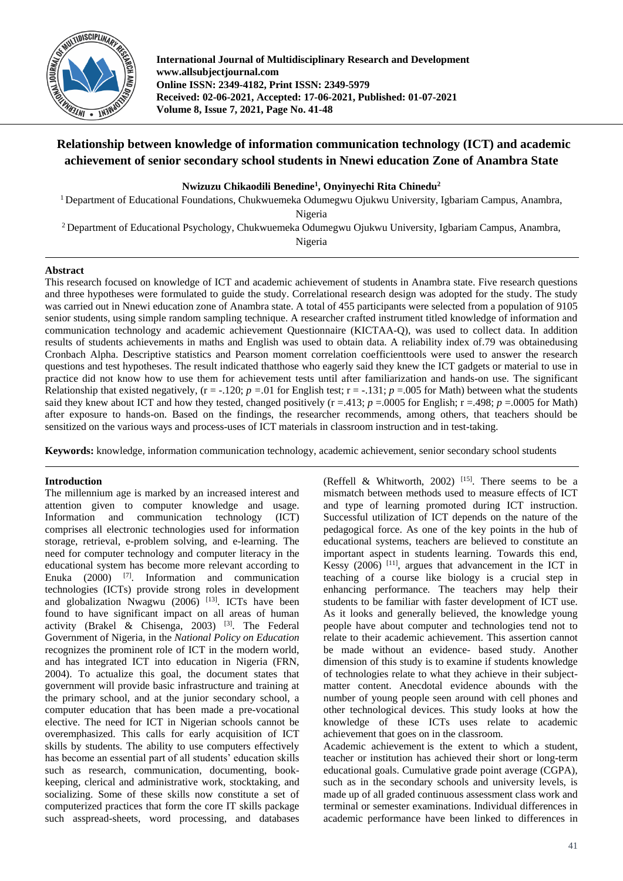International Journal of Multidisciplinary Research and Development
www.allsubjectjournal.com
Online ISSN: 2349-4182, Print ISSN: 2349-5979
Received: 02-06-2021, Accepted: 17-06-2021, Published: 01-07-2021
Volume 8, Issue 7, 2021, Page No. 41-48

# Relationship between knowledge of information communication technology (ICT) and academic achievement of senior secondary school students in Nnewi education Zone of Anambra State

**Nwizuzu Chikaodili Benedine[1], Onyinyechi Rita Chinedu[2]**

[1] Department of Educational Foundations, Chukwuemeka Odumegwu Ojukwu University, Igbariam Campus, Anambra, Nigeria

[2] Department of Educational Psychology, Chukwuemeka Odumegwu Ojukwu University, Igbariam Campus, Anambra, Nigeria

## Abstract

This research focused on knowledge of ICT and academic achievement of students in Anambra state. Five research questions and three hypotheses were formulated to guide the study. Correlational research design was adopted for the study. The study was carried out in Nnewi education zone of Anambra state. A total of 455 participants were selected from a population of 9105 senior students, using simple random sampling technique. A researcher crafted instrument titled knowledge of information and communication technology and academic achievement Questionnaire (KICTAA-Q), was used to collect data. In addition results of students achievements in maths and English was used to obtain data. A reliability index of.79 was obtainedusing Cronbach Alpha. Descriptive statistics and Pearson moment correlation coefficienttools were used to answer the research questions and test hypotheses. The result indicated thatthose who eagerly said they knew the ICT gadgets or material to use in practice did not know how to use them for achievement tests until after familiarization and hands-on use. The significant Relationship that existed negatively, ($r = -.120$; $p = .01$ for English test; $r = -.131$; $p = .005$ for Math) between what the students said they knew about ICT and how they tested, changed positively ($r = .413$; $p = .0005$ for English; $r = .498$; $p = .0005$ for Math) after exposure to hands-on. Based on the findings, the researcher recommends, among others, that teachers should be sensitized on the various ways and process-uses of ICT materials in classroom instruction and in test-taking.

**Keywords:** knowledge, information communication technology, academic achievement, senior secondary school students

## Introduction

The millennium age is marked by an increased interest and attention given to computer knowledge and usage. Information and communication technology (ICT) comprises all electronic technologies used for information storage, retrieval, e-problem solving, and e-learning. The need for computer technology and computer literacy in the educational system has become more relevant according to Enuka (2000) [7]. Information and communication technologies (ICTs) provide strong roles in development and globalization Nwagwu (2006) [13]. ICTs have been found to have significant impact on all areas of human activity (Brakel & Chisenga, 2003) [3]. The Federal Government of Nigeria, in the *National Policy on Education* recognizes the prominent role of ICT in the modern world, and has integrated ICT into education in Nigeria (FRN, 2004). To actualize this goal, the document states that government will provide basic infrastructure and training at the primary school, and at the junior secondary school, a computer education that has been made a pre-vocational elective. The need for ICT in Nigerian schools cannot be overemphasized. This calls for early acquisition of ICT skills by students. The ability to use computers effectively has become an essential part of all students' education skills such as research, communication, documenting, book-keeping, clerical and administrative work, stocktaking, and socializing. Some of these skills now constitute a set of computerized practices that form the core IT skills package such asspread-sheets, word processing, and databases (Reffell & Whitworth, 2002) [15]. There seems to be a mismatch between methods used to measure effects of ICT and type of learning promoted during ICT instruction. Successful utilization of ICT depends on the nature of the pedagogical force. As one of the key points in the hub of educational systems, teachers are believed to constitute an important aspect in students learning. Towards this end, Kessy (2006) [11], argues that advancement in the ICT in teaching of a course like biology is a crucial step in enhancing performance. The teachers may help their students to be familiar with faster development of ICT use. As it looks and generally believed, the knowledge young people have about computer and technologies tend not to relate to their academic achievement. This assertion cannot be made without an evidence- based study. Another dimension of this study is to examine if students knowledge of technologies relate to what they achieve in their subject-matter content. Anecdotal evidence abounds with the number of young people seen around with cell phones and other technological devices. This study looks at how the knowledge of these ICTs uses relate to academic achievement that goes on in the classroom.

Academic achievement is the extent to which a student, teacher or institution has achieved their short or long-term educational goals. Cumulative grade point average (CGPA), such as in the secondary schools and university levels, is made up of all graded continuous assessment class work and terminal or semester examinations. Individual differences in academic performance have been linked to differences in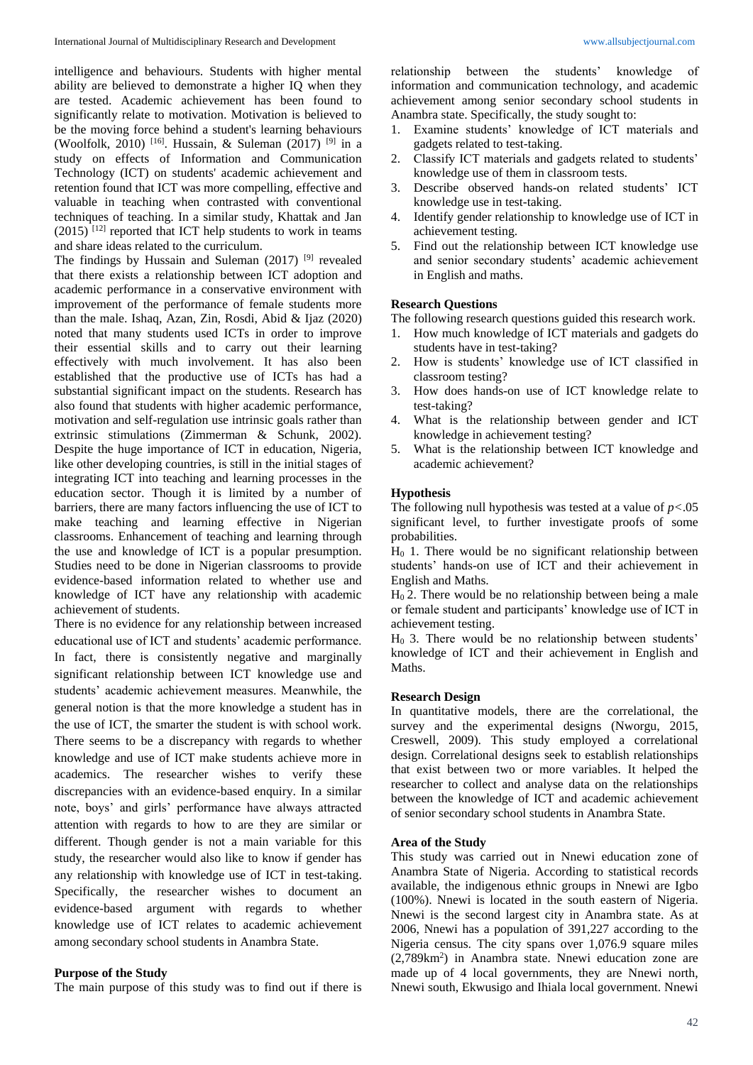intelligence and behaviours. Students with higher mental ability are believed to demonstrate a higher IQ when they are tested. Academic achievement has been found to significantly relate to motivation. Motivation is believed to be the moving force behind a student's learning behaviours (Woolfolk, 2010) [16]. Hussain, & Suleman (2017) [9] in a study on effects of Information and Communication Technology (ICT) on students' academic achievement and retention found that ICT was more compelling, effective and valuable in teaching when contrasted with conventional techniques of teaching. In a similar study, Khattak and Jan (2015) [12] reported that ICT help students to work in teams and share ideas related to the curriculum.

The findings by Hussain and Suleman (2017) [9] revealed that there exists a relationship between ICT adoption and academic performance in a conservative environment with improvement of the performance of female students more than the male. Ishaq, Azan, Zin, Rosdi, Abid & Ijaz (2020) noted that many students used ICTs in order to improve their essential skills and to carry out their learning effectively with much involvement. It has also been established that the productive use of ICTs has had a substantial significant impact on the students. Research has also found that students with higher academic performance, motivation and self-regulation use intrinsic goals rather than extrinsic stimulations (Zimmerman & Schunk, 2002). Despite the huge importance of ICT in education, Nigeria, like other developing countries, is still in the initial stages of integrating ICT into teaching and learning processes in the education sector. Though it is limited by a number of barriers, there are many factors influencing the use of ICT to make teaching and learning effective in Nigerian classrooms. Enhancement of teaching and learning through the use and knowledge of ICT is a popular presumption. Studies need to be done in Nigerian classrooms to provide evidence-based information related to whether use and knowledge of ICT have any relationship with academic achievement of students.

There is no evidence for any relationship between increased educational use of ICT and students' academic performance. In fact, there is consistently negative and marginally significant relationship between ICT knowledge use and students' academic achievement measures. Meanwhile, the general notion is that the more knowledge a student has in the use of ICT, the smarter the student is with school work. There seems to be a discrepancy with regards to whether knowledge and use of ICT make students achieve more in academics. The researcher wishes to verify these discrepancies with an evidence-based enquiry. In a similar note, boys' and girls' performance have always attracted attention with regards to how to are they similar or different. Though gender is not a main variable for this study, the researcher would also like to know if gender has any relationship with knowledge use of ICT in test-taking. Specifically, the researcher wishes to document an evidence-based argument with regards to whether knowledge use of ICT relates to academic achievement among secondary school students in Anambra State.

### Purpose of the Study

The main purpose of this study was to find out if there is relationship between the students' knowledge of information and communication technology, and academic achievement among senior secondary school students in Anambra state. Specifically, the study sought to:

1. Examine students' knowledge of ICT materials and gadgets related to test-taking.
2. Classify ICT materials and gadgets related to students' knowledge use of them in classroom tests.
3. Describe observed hands-on related students' ICT knowledge use in test-taking.
4. Identify gender relationship to knowledge use of ICT in achievement testing.
5. Find out the relationship between ICT knowledge use and senior secondary students' academic achievement in English and maths.

### Research Questions

The following research questions guided this research work.

1. How much knowledge of ICT materials and gadgets do students have in test-taking?
2. How is students' knowledge use of ICT classified in classroom testing?
3. How does hands-on use of ICT knowledge relate to test-taking?
4. What is the relationship between gender and ICT knowledge in achievement testing?
5. What is the relationship between ICT knowledge and academic achievement?

### Hypothesis

The following null hypothesis was tested at a value of $p<.05$ significant level, to further investigate proofs of some probabilities.

$H_0$ 1. There would be no significant relationship between students' hands-on use of ICT and their achievement in English and Maths.

$H_0$ 2. There would be no relationship between being a male or female student and participants' knowledge use of ICT in achievement testing.

$H_0$ 3. There would be no relationship between students' knowledge of ICT and their achievement in English and Maths.

### Research Design

In quantitative models, there are the correlational, the survey and the experimental designs (Nworgu, 2015, Creswell, 2009). This study employed a correlational design. Correlational designs seek to establish relationships that exist between two or more variables. It helped the researcher to collect and analyse data on the relationships between the knowledge of ICT and academic achievement of senior secondary school students in Anambra State.

### Area of the Study

This study was carried out in Nnewi education zone of Anambra State of Nigeria. According to statistical records available, the indigenous ethnic groups in Nnewi are Igbo (100%). Nnewi is located in the south eastern of Nigeria. Nnewi is the second largest city in Anambra state. As at 2006, Nnewi has a population of 391,227 according to the Nigeria census. The city spans over 1,076.9 square miles (2,789km$^2$) in Anambra state. Nnewi education zone are made up of 4 local governments, they are Nnewi north, Nnewi south, Ekwusigo and Ihiala local government. Nnewi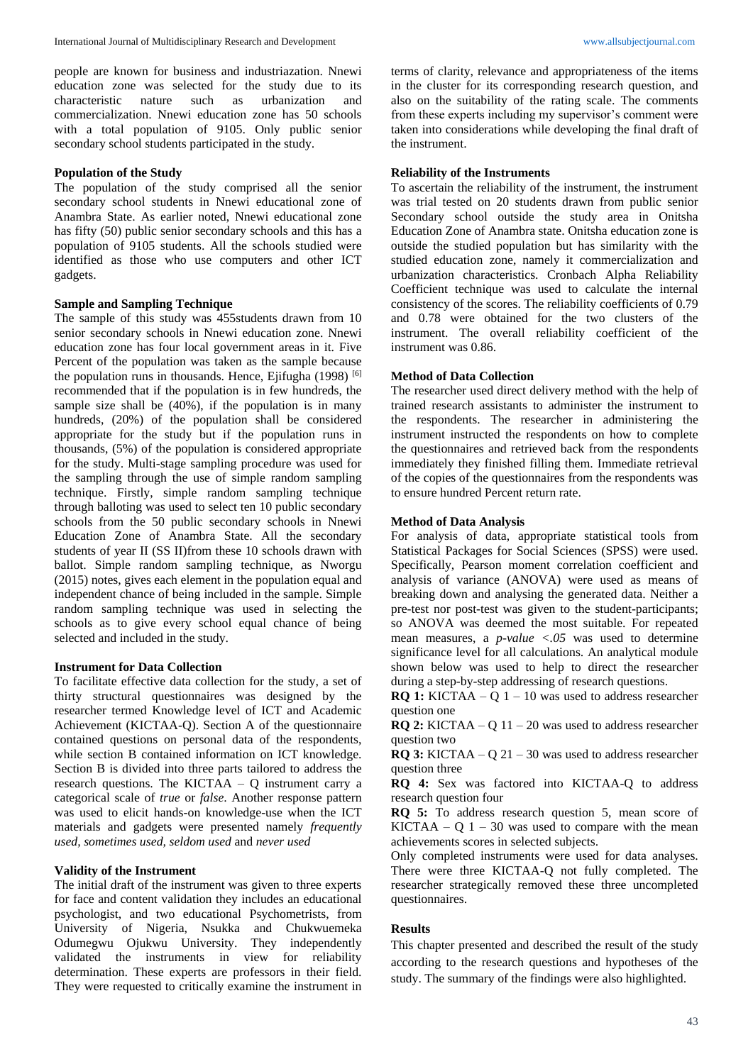people are known for business and industriazation. Nnewi education zone was selected for the study due to its characteristic nature such as urbanization and commercialization. Nnewi education zone has 50 schools with a total population of 9105. Only public senior secondary school students participated in the study.

**Population of the Study**

The population of the study comprised all the senior secondary school students in Nnewi educational zone of Anambra State. As earlier noted, Nnewi educational zone has fifty (50) public senior secondary schools and this has a population of 9105 students. All the schools studied were identified as those who use computers and other ICT gadgets.

**Sample and Sampling Technique**

The sample of this study was 455students drawn from 10 senior secondary schools in Nnewi education zone. Nnewi education zone has four local government areas in it. Five Percent of the population was taken as the sample because the population runs in thousands. Hence, Ejifugha (1998) [6] recommended that if the population is in few hundreds, the sample size shall be (40%), if the population is in many hundreds, (20%) of the population shall be considered appropriate for the study but if the population runs in thousands, (5%) of the population is considered appropriate for the study. Multi-stage sampling procedure was used for the sampling through the use of simple random sampling technique. Firstly, simple random sampling technique through balloting was used to select ten 10 public secondary schools from the 50 public secondary schools in Nnewi Education Zone of Anambra State. All the secondary students of year II (SS II)from these 10 schools drawn with ballot. Simple random sampling technique, as Nworgu (2015) notes, gives each element in the population equal and independent chance of being included in the sample. Simple random sampling technique was used in selecting the schools as to give every school equal chance of being selected and included in the study.

**Instrument for Data Collection**

To facilitate effective data collection for the study, a set of thirty structural questionnaires was designed by the researcher termed Knowledge level of ICT and Academic Achievement (KICTAA-Q). Section A of the questionnaire contained questions on personal data of the respondents, while section B contained information on ICT knowledge. Section B is divided into three parts tailored to address the research questions. The KICTAA – Q instrument carry a categorical scale of *true* or *false*. Another response pattern was used to elicit hands-on knowledge-use when the ICT materials and gadgets were presented namely *frequently used, sometimes used, seldom used* and *never used*

**Validity of the Instrument**

The initial draft of the instrument was given to three experts for face and content validation they includes an educational psychologist, and two educational Psychometrists, from University of Nigeria, Nsukka and Chukwuemeka Odumegwu Ojukwu University. They independently validated the instruments in view for reliability determination. These experts are professors in their field. They were requested to critically examine the instrument in terms of clarity, relevance and appropriateness of the items in the cluster for its corresponding research question, and also on the suitability of the rating scale. The comments from these experts including my supervisor's comment were taken into considerations while developing the final draft of the instrument.

**Reliability of the Instruments**

To ascertain the reliability of the instrument, the instrument was trial tested on 20 students drawn from public senior Secondary school outside the study area in Onitsha Education Zone of Anambra state. Onitsha education zone is outside the studied population but has similarity with the studied education zone, namely it commercialization and urbanization characteristics. Cronbach Alpha Reliability Coefficient technique was used to calculate the internal consistency of the scores. The reliability coefficients of 0.79 and 0.78 were obtained for the two clusters of the instrument. The overall reliability coefficient of the instrument was 0.86.

**Method of Data Collection**

The researcher used direct delivery method with the help of trained research assistants to administer the instrument to the respondents. The researcher in administering the instrument instructed the respondents on how to complete the questionnaires and retrieved back from the respondents immediately they finished filling them. Immediate retrieval of the copies of the questionnaires from the respondents was to ensure hundred Percent return rate.

**Method of Data Analysis**

For analysis of data, appropriate statistical tools from Statistical Packages for Social Sciences (SPSS) were used. Specifically, Pearson moment correlation coefficient and analysis of variance (ANOVA) were used as means of breaking down and analysing the generated data. Neither a pre-test nor post-test was given to the student-participants; so ANOVA was deemed the most suitable. For repeated mean measures, a *p-value* $<.05$ was used to determine significance level for all calculations. An analytical module shown below was used to help to direct the researcher during a step-by-step addressing of research questions.

**RQ 1:** KICTAA – Q 1 – 10 was used to address researcher question one

**RQ 2:** KICTAA – Q 11 – 20 was used to address researcher question two

**RQ 3:** KICTAA – Q 21 – 30 was used to address researcher question three

**RQ 4:** Sex was factored into KICTAA-Q to address research question four

**RQ 5:** To address research question 5, mean score of KICTAA – Q 1 – 30 was used to compare with the mean achievements scores in selected subjects.

Only completed instruments were used for data analyses. There were three KICTAA-Q not fully completed. The researcher strategically removed these three uncompleted questionnaires.

**Results**

This chapter presented and described the result of the study according to the research questions and hypotheses of the study. The summary of the findings were also highlighted.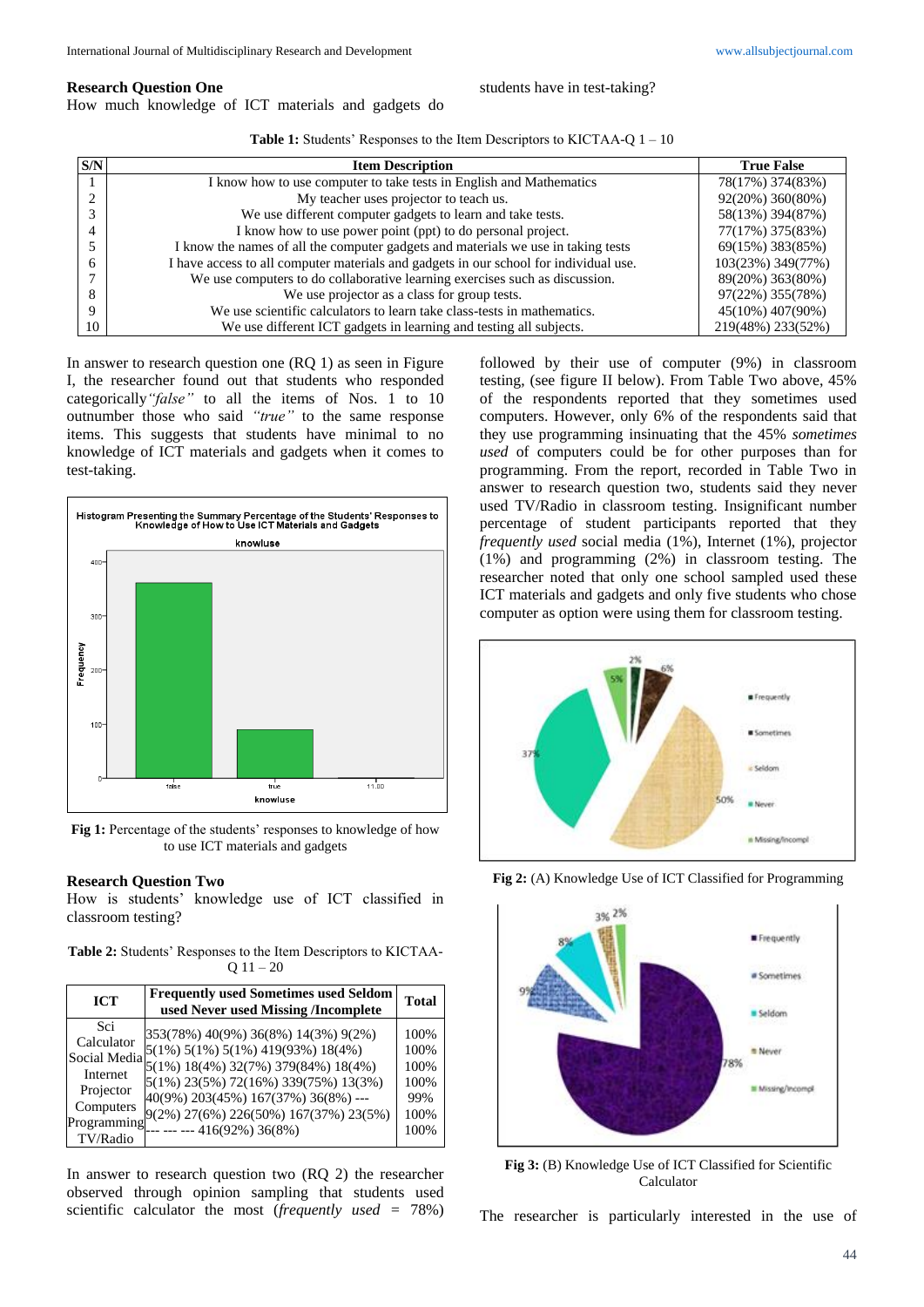### Research Question One

How much knowledge of ICT materials and gadgets do students have in test-taking?

**Table 1:** Students' Responses to the Item Descriptors to KICTAA-Q 1 – 10

| S/N | Item Description | True False |
|---|---|---|
| 1 | I know how to use computer to take tests in English and Mathematics | 78(17%) 374(83%) |
| 2 | My teacher uses projector to teach us. | 92(20%) 360(80%) |
| 3 | We use different computer gadgets to learn and take tests. | 58(13%) 394(87%) |
| 4 | I know how to use power point (ppt) to do personal project. | 77(17%) 375(83%) |
| 5 | I know the names of all the computer gadgets and materials we use in taking tests | 69(15%) 383(85%) |
| 6 | I have access to all computer materials and gadgets in our school for individual use. | 103(23%) 349(77%) |
| 7 | We use computers to do collaborative learning exercises such as discussion. | 89(20%) 363(80%) |
| 8 | We use projector as a class for group tests. | 97(22%) 355(78%) |
| 9 | We use scientific calculators to learn take class-tests in mathematics. | 45(10%) 407(90%) |
| 10 | We use different ICT gadgets in learning and testing all subjects. | 219(48%) 233(52%) |

In answer to research question one (RQ 1) as seen in Figure I, the researcher found out that students who responded categorically *"false"* to all the items of Nos. 1 to 10 outnumber those who said *"true"* to the same response items. This suggests that students have minimal to no knowledge of ICT materials and gadgets when it comes to test-taking.

Histogram Presenting the Summary Percentage of the Students' Responses to Knowledge of How to Use ICT Materials and Gadgets

knowluse

Frequency

400
300
200
100
0

false
true
11.00

knowluse

**Fig 1:** Percentage of the students' responses to knowledge of how to use ICT materials and gadgets

### Research Question Two

How is students' knowledge use of ICT classified in classroom testing?

**Table 2:** Students' Responses to the Item Descriptors to KICTAA-Q 11 – 20

| ICT | Frequently used Sometimes used Seldom used Never used Missing /Incomplete | Total |
|---|---|---|
| Sci Calculator | 353(78%) 40(9%) 36(8%) 14(3%) 9(2%) | 100% |
| Social Media | 5(1%) 5(1%) 5(1%) 419(93%) 18(4%) | 100% |
| Internet | 5(1%) 18(4%) 32(7%) 379(84%) 18(4%) | 100% |
| Projector | 5(1%) 23(5%) 72(16%) 339(75%) 13(3%) | 100% |
| Computers | 40(9%) 203(45%) 167(37%) 36(8%) --- | 99% |
| Programming | 9(2%) 27(6%) 226(50%) 167(37%) 23(5%) | 100% |
| TV/Radio | --- --- --- 416(92%) 36(8%) | 100% |

In answer to research question two (RQ 2) the researcher observed through opinion sampling that students used scientific calculator the most (*frequently used* = 78%) followed by their use of computer (9%) in classroom testing, (see figure II below). From Table Two above, 45% of the respondents reported that they sometimes used computers. However, only 6% of the respondents said that they use programming insinuating that the 45% *sometimes used* of computers could be for other purposes than for programming. From the report, recorded in Table Two in answer to research question two, students said they never used TV/Radio in classroom testing. Insignificant number percentage of student participants reported that they *frequently used* social media (1%), Internet (1%), projector (1%) and programming (2%) in classroom testing. The researcher noted that only one school sampled used these ICT materials and gadgets and only five students who chose computer as option were using them for classroom testing.

2%
6%
5%
37%
50%

Frequently
Sometimes
Seldom
Never
Missing/Incompl

**Fig 2:** (A) Knowledge Use of ICT Classified for Programming

3% 2%
8%
9%
78%

Frequently
Sometimes
Seldom
Never
Missing/Incompl

**Fig 3:** (B) Knowledge Use of ICT Classified for Scientific Calculator

The researcher is particularly interested in the use of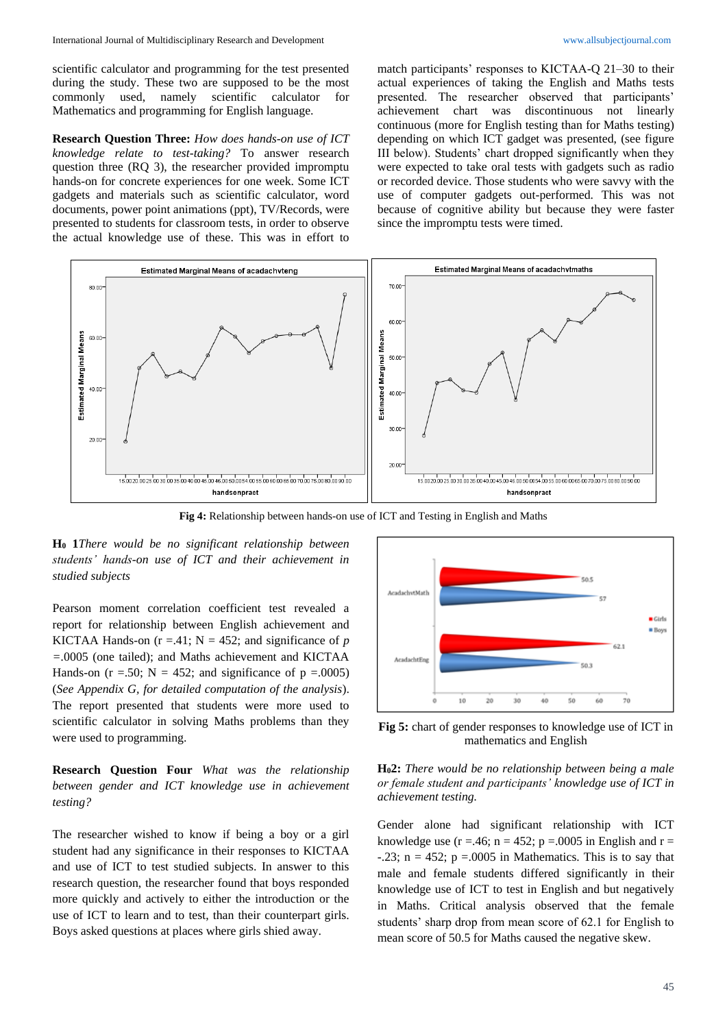scientific calculator and programming for the test presented during the study. These two are supposed to be the most commonly used, namely scientific calculator for Mathematics and programming for English language.

**Research Question Three:** *How does hands-on use of ICT knowledge relate to test-taking?* To answer research question three (RQ 3), the researcher provided impromptu hands-on for concrete experiences for one week. Some ICT gadgets and materials such as scientific calculator, word documents, power point animations (ppt), TV/Records, were presented to students for classroom tests, in order to observe the actual knowledge use of these. This was in effort to match participants' responses to KICTAA-Q 21–30 to their actual experiences of taking the English and Maths tests presented. The researcher observed that participants' achievement chart was discontinuous not linearly continuous (more for English testing than for Maths testing) depending on which ICT gadget was presented, (see figure III below). Students' chart dropped significantly when they were expected to take oral tests with gadgets such as radio or recorded device. Those students who were savvy with the use of computer gadgets out-performed. This was not because of cognitive ability but because they were faster since the impromptu tests were timed.

Estimated Marginal Means of acadachvteng

Estimated Marginal Means

80.00
60.00
40.00
20.00

15.00 20.00 25.00 30.00 35.00 40.00 45.00 46.00 50.00 54.00 55.00 60.00 65.00 70.00 75.00 80.00 90.00

handsonpract

Estimated Marginal Means of acadachvtmaths

Estimated Marginal Means

70.00
60.00
50.00
40.00
30.00
20.00

15.00 20.00 25.00 30.00 35.00 40.00 45.00 46.00 50.00 54.00 55.00 60.00 65.00 70.00 75.00 80.00 90.00

handsonpract

**Fig 4:** Relationship between hands-on use of ICT and Testing in English and Maths

**$H_0$ 1** *There would be no significant relationship between students' hands-on use of ICT and their achievement in studied subjects*

Pearson moment correlation coefficient test revealed a report for relationship between English achievement and KICTAA Hands-on ($r$ =.41; N = 452; and significance of $p$ =.0005 (one tailed); and Maths achievement and KICTAA Hands-on ($r$ =.50; N = 452; and significance of $p$ =.0005) (*See Appendix G, for detailed computation of the analysis*). The report presented that students were more used to scientific calculator in solving Maths problems than they were used to programming.

**Research Question Four** *What was the relationship between gender and ICT knowledge use in achievement testing?*

The researcher wished to know if being a boy or a girl student had any significance in their responses to KICTAA and the use of ICT to test studied subjects. In answer to this research question, the researcher found that boys responded more quickly and actively to either the introduction or the use of ICT to learn and to test, than their counterpart girls. Boys asked questions at places where girls shied away.

AcadachvtMath
AcadachtEng

50.5
57
62.1
50.3

Girls
Boys

0 10 20 30 40 50 60 70

**Fig 5:** chart of gender responses to knowledge use of ICT in mathematics and English

**$H_0$2:** *There would be no relationship between being a male or female student and participants' knowledge use of ICT in achievement testing.*

Gender alone had significant relationship with ICT knowledge use ($r$ =.46; n = 452; p =.0005 in English and r = -.23; n = 452; p =.0005 in Mathematics. This is to say that male and female students differed significantly in their knowledge use of ICT to test in English and but negatively in Maths. Critical analysis observed that the female students' sharp drop from mean score of 62.1 for English to mean score of 50.5 for Maths caused the negative skew.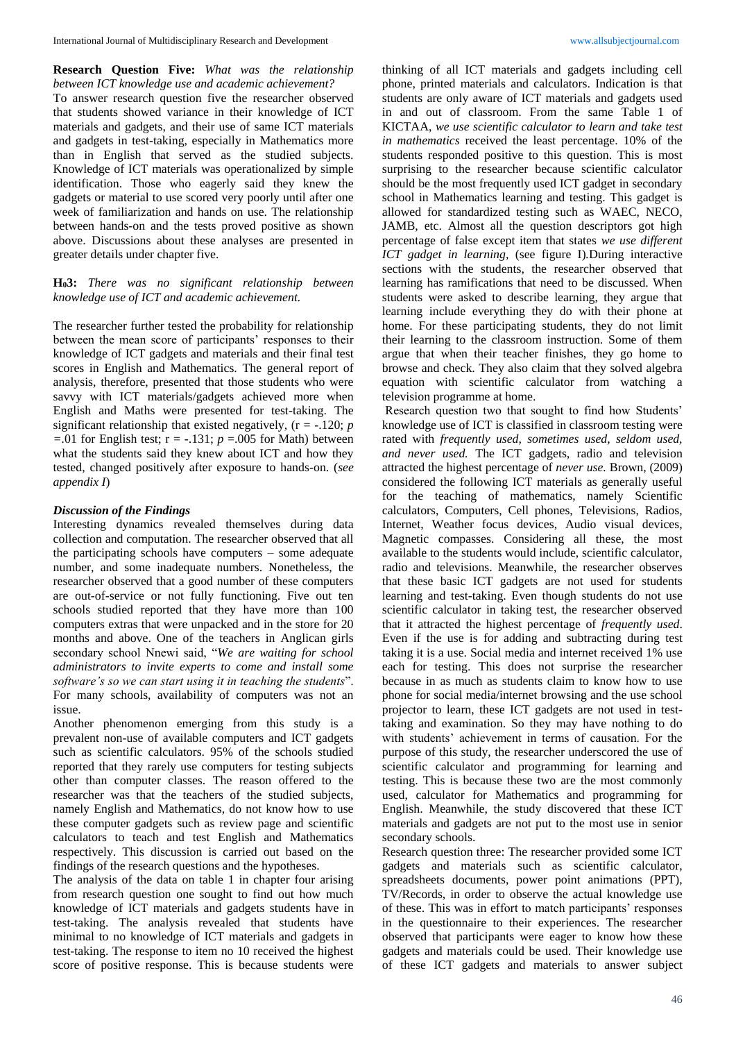**Research Question Five:** *What was the relationship between ICT knowledge use and academic achievement?*

To answer research question five the researcher observed that students showed variance in their knowledge of ICT materials and gadgets, and their use of same ICT materials and gadgets in test-taking, especially in Mathematics more than in English that served as the studied subjects. Knowledge of ICT materials was operationalized by simple identification. Those who eagerly said they knew the gadgets or material to use scored very poorly until after one week of familiarization and hands on use. The relationship between hands-on and the tests proved positive as shown above. Discussions about these analyses are presented in greater details under chapter five.

**$H_0$3:** *There was no significant relationship between knowledge use of ICT and academic achievement.*

The researcher further tested the probability for relationship between the mean score of participants' responses to their knowledge of ICT gadgets and materials and their final test scores in English and Mathematics. The general report of analysis, therefore, presented that those students who were savvy with ICT materials/gadgets achieved more when English and Maths were presented for test-taking. The significant relationship that existed negatively, ($r = -.120$; $p = .01$ for English test; $r = -.131$; $p = .005$ for Math) between what the students said they knew about ICT and how they tested, changed positively after exposure to hands-on. (*see appendix I*)

### *Discussion of the Findings*

Interesting dynamics revealed themselves during data collection and computation. The researcher observed that all the participating schools have computers – some adequate number, and some inadequate numbers. Nonetheless, the researcher observed that a good number of these computers are out-of-service or not fully functioning. Five out ten schools studied reported that they have more than 100 computers extras that were unpacked and in the store for 20 months and above. One of the teachers in Anglican girls secondary school Nnewi said, "*We are waiting for school administrators to invite experts to come and install some software's so we can start using it in teaching the students*". For many schools, availability of computers was not an issue.

Another phenomenon emerging from this study is a prevalent non-use of available computers and ICT gadgets such as scientific calculators. 95% of the schools studied reported that they rarely use computers for testing subjects other than computer classes. The reason offered to the researcher was that the teachers of the studied subjects, namely English and Mathematics, do not know how to use these computer gadgets such as review page and scientific calculators to teach and test English and Mathematics respectively. This discussion is carried out based on the findings of the research questions and the hypotheses.

The analysis of the data on table 1 in chapter four arising from research question one sought to find out how much knowledge of ICT materials and gadgets students have in test-taking. The analysis revealed that students have minimal to no knowledge of ICT materials and gadgets in test-taking. The response to item no 10 received the highest score of positive response. This is because students were thinking of all ICT materials and gadgets including cell phone, printed materials and calculators. Indication is that students are only aware of ICT materials and gadgets used in and out of classroom. From the same Table 1 of KICTAA, *we use scientific calculator to learn and take test in mathematics* received the least percentage. 10% of the students responded positive to this question. This is most surprising to the researcher because scientific calculator should be the most frequently used ICT gadget in secondary school in Mathematics learning and testing. This gadget is allowed for standardized testing such as WAEC, NECO, JAMB, etc. Almost all the question descriptors got high percentage of false except item that states *we use different ICT gadget in learning*, (see figure I). During interactive sections with the students, the researcher observed that learning has ramifications that need to be discussed. When students were asked to describe learning, they argue that learning include everything they do with their phone at home. For these participating students, they do not limit their learning to the classroom instruction. Some of them argue that when their teacher finishes, they go home to browse and check. They also claim that they solved algebra equation with scientific calculator from watching a television programme at home.

Research question two that sought to find how Students' knowledge use of ICT is classified in classroom testing were rated with *frequently used, sometimes used, seldom used, and never used.* The ICT gadgets, radio and television attracted the highest percentage of *never use.* Brown, (2009) considered the following ICT materials as generally useful for the teaching of mathematics, namely Scientific calculators, Computers, Cell phones, Televisions, Radios, Internet, Weather focus devices, Audio visual devices, Magnetic compasses. Considering all these, the most available to the students would include, scientific calculator, radio and televisions. Meanwhile, the researcher observes that these basic ICT gadgets are not used for students learning and test-taking. Even though students do not use scientific calculator in taking test, the researcher observed that it attracted the highest percentage of *frequently used*. Even if the use is for adding and subtracting during test taking it is a use. Social media and internet received 1% use each for testing. This does not surprise the researcher because in as much as students claim to know how to use phone for social media/internet browsing and the use school projector to learn, these ICT gadgets are not used in test-taking and examination. So they may have nothing to do with students' achievement in terms of causation. For the purpose of this study, the researcher underscored the use of scientific calculator and programming for learning and testing. This is because these two are the most commonly used, calculator for Mathematics and programming for English. Meanwhile, the study discovered that these ICT materials and gadgets are not put to the most use in senior secondary schools.

Research question three: The researcher provided some ICT gadgets and materials such as scientific calculator, spreadsheets documents, power point animations (PPT), TV/Records, in order to observe the actual knowledge use of these. This was in effort to match participants' responses in the questionnaire to their experiences. The researcher observed that participants were eager to know how these gadgets and materials could be used. Their knowledge use of these ICT gadgets and materials to answer subject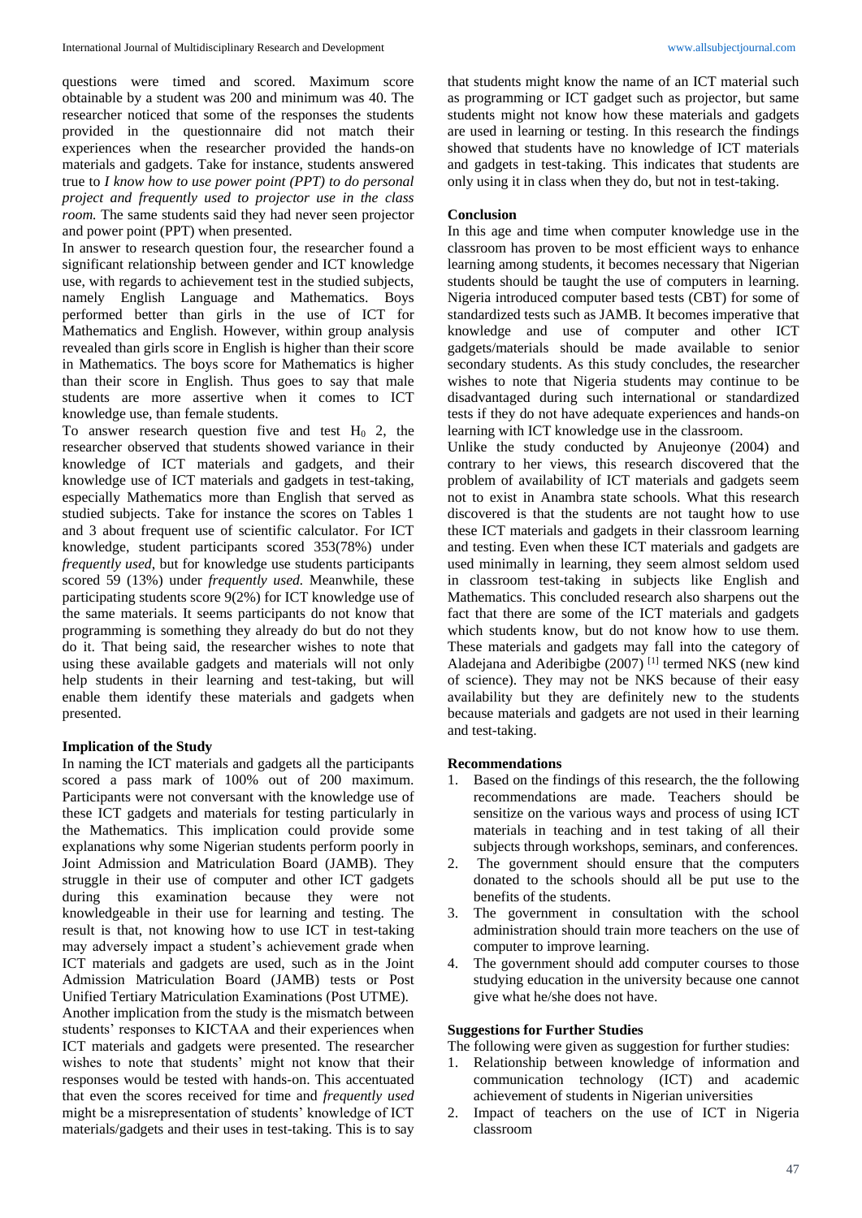questions were timed and scored. Maximum score obtainable by a student was 200 and minimum was 40. The researcher noticed that some of the responses the students provided in the questionnaire did not match their experiences when the researcher provided the hands-on materials and gadgets. Take for instance, students answered true to *I know how to use power point (PPT) to do personal project and frequently used to projector use in the class room.* The same students said they had never seen projector and power point (PPT) when presented.

In answer to research question four, the researcher found a significant relationship between gender and ICT knowledge use, with regards to achievement test in the studied subjects, namely English Language and Mathematics. Boys performed better than girls in the use of ICT for Mathematics and English. However, within group analysis revealed than girls score in English is higher than their score in Mathematics. The boys score for Mathematics is higher than their score in English. Thus goes to say that male students are more assertive when it comes to ICT knowledge use, than female students.

To answer research question five and test $H_0$ 2, the researcher observed that students showed variance in their knowledge of ICT materials and gadgets, and their knowledge use of ICT materials and gadgets in test-taking, especially Mathematics more than English that served as studied subjects. Take for instance the scores on Tables 1 and 3 about frequent use of scientific calculator. For ICT knowledge, student participants scored 353(78%) under *frequently used*, but for knowledge use students participants scored 59 (13%) under *frequently used.* Meanwhile, these participating students score 9(2%) for ICT knowledge use of the same materials. It seems participants do not know that programming is something they already do but do not they do it. That being said, the researcher wishes to note that using these available gadgets and materials will not only help students in their learning and test-taking, but will enable them identify these materials and gadgets when presented.

**Implication of the Study**

In naming the ICT materials and gadgets all the participants scored a pass mark of 100% out of 200 maximum. Participants were not conversant with the knowledge use of these ICT gadgets and materials for testing particularly in the Mathematics. This implication could provide some explanations why some Nigerian students perform poorly in Joint Admission and Matriculation Board (JAMB). They struggle in their use of computer and other ICT gadgets during this examination because they were not knowledgeable in their use for learning and testing. The result is that, not knowing how to use ICT in test-taking may adversely impact a student's achievement grade when ICT materials and gadgets are used, such as in the Joint Admission Matriculation Board (JAMB) tests or Post Unified Tertiary Matriculation Examinations (Post UTME).

Another implication from the study is the mismatch between students' responses to KICTAA and their experiences when ICT materials and gadgets were presented. The researcher wishes to note that students' might not know that their responses would be tested with hands-on. This accentuated that even the scores received for time and *frequently used* might be a misrepresentation of students' knowledge of ICT materials/gadgets and their uses in test-taking. This is to say that students might know the name of an ICT material such as programming or ICT gadget such as projector, but same students might not know how these materials and gadgets are used in learning or testing. In this research the findings showed that students have no knowledge of ICT materials and gadgets in test-taking. This indicates that students are only using it in class when they do, but not in test-taking.

**Conclusion**

In this age and time when computer knowledge use in the classroom has proven to be most efficient ways to enhance learning among students, it becomes necessary that Nigerian students should be taught the use of computers in learning. Nigeria introduced computer based tests (CBT) for some of standardized tests such as JAMB. It becomes imperative that knowledge and use of computer and other ICT gadgets/materials should be made available to senior secondary students. As this study concludes, the researcher wishes to note that Nigeria students may continue to be disadvantaged during such international or standardized tests if they do not have adequate experiences and hands-on learning with ICT knowledge use in the classroom.

Unlike the study conducted by Anujeonye (2004) and contrary to her views, this research discovered that the problem of availability of ICT materials and gadgets seem not to exist in Anambra state schools. What this research discovered is that the students are not taught how to use these ICT materials and gadgets in their classroom learning and testing. Even when these ICT materials and gadgets are used minimally in learning, they seem almost seldom used in classroom test-taking in subjects like English and Mathematics. This concluded research also sharpens out the fact that there are some of the ICT materials and gadgets which students know, but do not know how to use them. These materials and gadgets may fall into the category of Aladejana and Aderibigbe (2007) [1] termed NKS (new kind of science). They may not be NKS because of their easy availability but they are definitely new to the students because materials and gadgets are not used in their learning and test-taking.

**Recommendations**

1. Based on the findings of this research, the the following recommendations are made. Teachers should be sensitize on the various ways and process of using ICT materials in teaching and in test taking of all their subjects through workshops, seminars, and conferences.
2. The government should ensure that the computers donated to the schools should all be put use to the benefits of the students.
3. The government in consultation with the school administration should train more teachers on the use of computer to improve learning.
4. The government should add computer courses to those studying education in the university because one cannot give what he/she does not have.

**Suggestions for Further Studies**

The following were given as suggestion for further studies:

1. Relationship between knowledge of information and communication technology (ICT) and academic achievement of students in Nigerian universities
2. Impact of teachers on the use of ICT in Nigeria classroom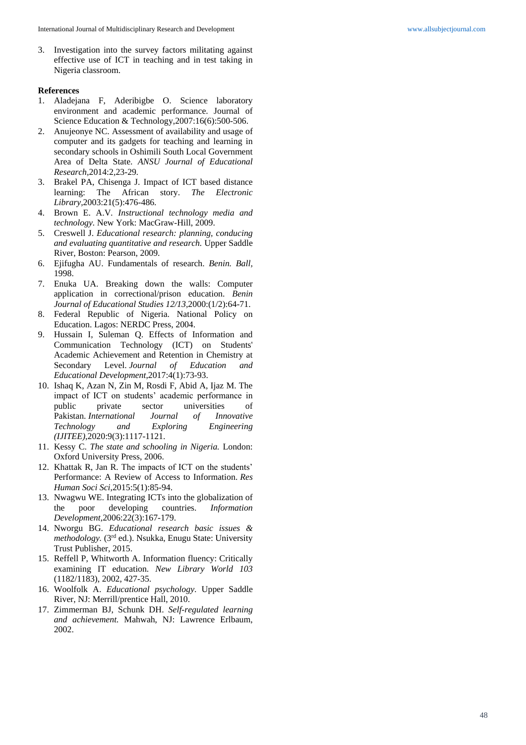3. Investigation into the survey factors militating against effective use of ICT in teaching and in test taking in Nigeria classroom.

## References

1. Aladejana F, Aderibigbe O. Science laboratory environment and academic performance. Journal of Science Education & Technology,2007:16(6):500-506.
2. Anujeonye NC. Assessment of availability and usage of computer and its gadgets for teaching and learning in secondary schools in Oshimili South Local Government Area of Delta State. *ANSU Journal of Educational Research*,2014:2,23-29.
3. Brakel PA, Chisenga J. Impact of ICT based distance learning: The African story. *The Electronic Library*,2003:21(5):476-486.
4. Brown E. A.V. *Instructional technology media and technology.* New York: MacGraw-Hill, 2009.
5. Creswell J. *Educational research: planning, conducing and evaluating quantitative and research.* Upper Saddle River, Boston: Pearson, 2009.
6. Ejifugha AU. Fundamentals of research. *Benin. Ball,* 1998.
7. Enuka UA. Breaking down the walls: Computer application in correctional/prison education. *Benin Journal of Educational Studies 12/13*,2000:(1/2):64-71.
8. Federal Republic of Nigeria. National Policy on Education. Lagos: NERDC Press, 2004.
9. Hussain I, Suleman Q. Effects of Information and Communication Technology (ICT) on Students' Academic Achievement and Retention in Chemistry at Secondary Level. *Journal of Education and Educational Development*,2017:4(1):73-93.
10. Ishaq K, Azan N, Zin M, Rosdi F, Abid A, Ijaz M. The impact of ICT on students' academic performance in public private sector universities of Pakistan. *International Journal of Innovative Technology and Exploring Engineering (IJITEE)*,2020:9(3):1117-1121.
11. Kessy C. *The state and schooling in Nigeria.* London: Oxford University Press, 2006.
12. Khattak R, Jan R. The impacts of ICT on the students' Performance: A Review of Access to Information. *Res Human Soci Sci*,2015:5(1):85-94.
13. Nwagwu WE. Integrating ICTs into the globalization of the poor developing countries. *Information Development*,2006:22(3):167-179.
14. Nworgu BG. *Educational research basic issues & methodology.* (3rd ed.). Nsukka, Enugu State: University Trust Publisher, 2015.
15. Reffell P, Whitworth A. Information fluency: Critically examining IT education. *New Library World 103* (1182/1183), 2002, 427-35.
16. Woolfolk A. *Educational psychology*. Upper Saddle River, NJ: Merrill/prentice Hall, 2010.
17. Zimmerman BJ, Schunk DH. *Self-regulated learning and achievement.* Mahwah, NJ: Lawrence Erlbaum, 2002.